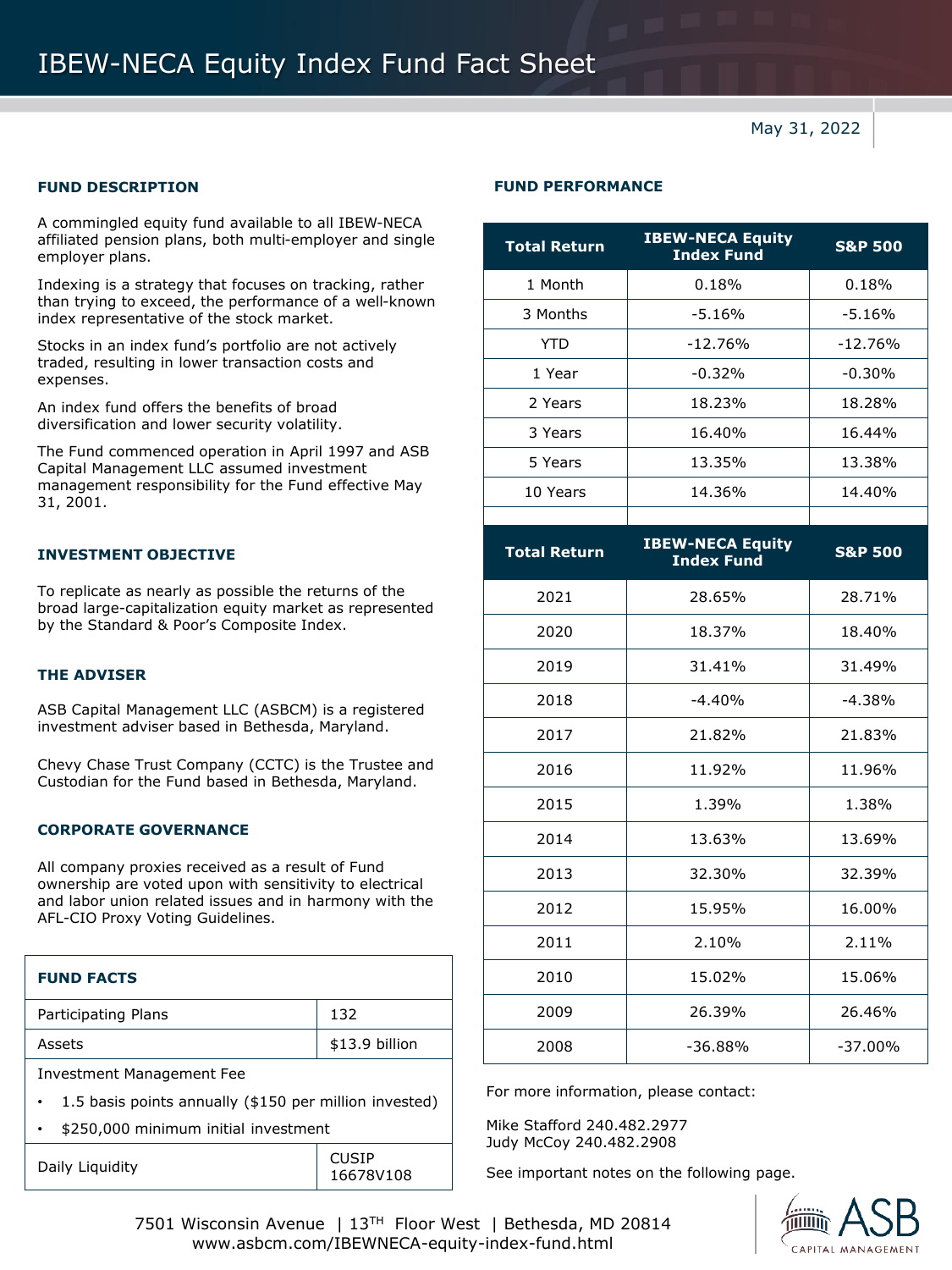# IBEW-NECA Equity Index Fund Fact Sheet

May 31, 2022

## FUND DESCRIPTION

A commingled equity fund available to all IBEW-NECA affiliated pension plans, both multi-employer and single employer plans.

Indexing is a strategy that focuses on tracking, rather than trying to exceed, the performance of a well-known index representative of the stock market.

Stocks in an index fund's portfolio are not actively traded, resulting in lower transaction costs and expenses.

An index fund offers the benefits of broad diversification and lower security volatility.

The Fund commenced operation in April 1997 and ASB Capital Management LLC assumed investment management responsibility for the Fund effective May 31, 2001.

## INVESTMENT OBJECTIVE

To replicate as nearly as possible the returns of the broad large-capitalization equity market as represented by the Standard & Poor's Composite Index.

## THE ADVISER

ASB Capital Management LLC (ASBCM) is a registered investment adviser based in Bethesda, Maryland.

Chevy Chase Trust Company (CCTC) is the Trustee and Custodian for the Fund based in Bethesda, Maryland.

## CORPORATE GOVERNANCE

All company proxies received as a result of Fund ownership are voted upon with sensitivity to electrical and labor union related issues and in harmony with the AFL-CIO Proxy Voting Guidelines.

## FUND FACTS

| | |
|---|---|
| Participating Plans | 132 |
| Assets | $13.9 billion |

Investment Management Fee

- 1.5 basis points annually ($150 per million invested)
- $250,000 minimum initial investment

| | |
|---|---|
| Daily Liquidity | CUSIP 16678V108 |

## FUND PERFORMANCE

| Total Return | IBEW-NECA Equity Index Fund | S&P 500 |
|---|---|---|
| 1 Month | 0.18% | 0.18% |
| 3 Months | -5.16% | -5.16% |
| YTD | -12.76% | -12.76% |
| 1 Year | -0.32% | -0.30% |
| 2 Years | 18.23% | 18.28% |
| 3 Years | 16.40% | 16.44% |
| 5 Years | 13.35% | 13.38% |
| 10 Years | 14.36% | 14.40% |

| Total Return | IBEW-NECA Equity Index Fund | S&P 500 |
|---|---|---|
| 2021 | 28.65% | 28.71% |
| 2020 | 18.37% | 18.40% |
| 2019 | 31.41% | 31.49% |
| 2018 | -4.40% | -4.38% |
| 2017 | 21.82% | 21.83% |
| 2016 | 11.92% | 11.96% |
| 2015 | 1.39% | 1.38% |
| 2014 | 13.63% | 13.69% |
| 2013 | 32.30% | 32.39% |
| 2012 | 15.95% | 16.00% |
| 2011 | 2.10% | 2.11% |
| 2010 | 15.02% | 15.06% |
| 2009 | 26.39% | 26.46% |
| 2008 | -36.88% | -37.00% |

For more information, please contact:

Mike Stafford 240.482.2977
Judy McCoy 240.482.2908

See important notes on the following page.

7501 Wisconsin Avenue | 13TH Floor West | Bethesda, MD 20814
www.asbcm.com/IBEWNECA-equity-index-fund.html

ASB CAPITAL MANAGEMENT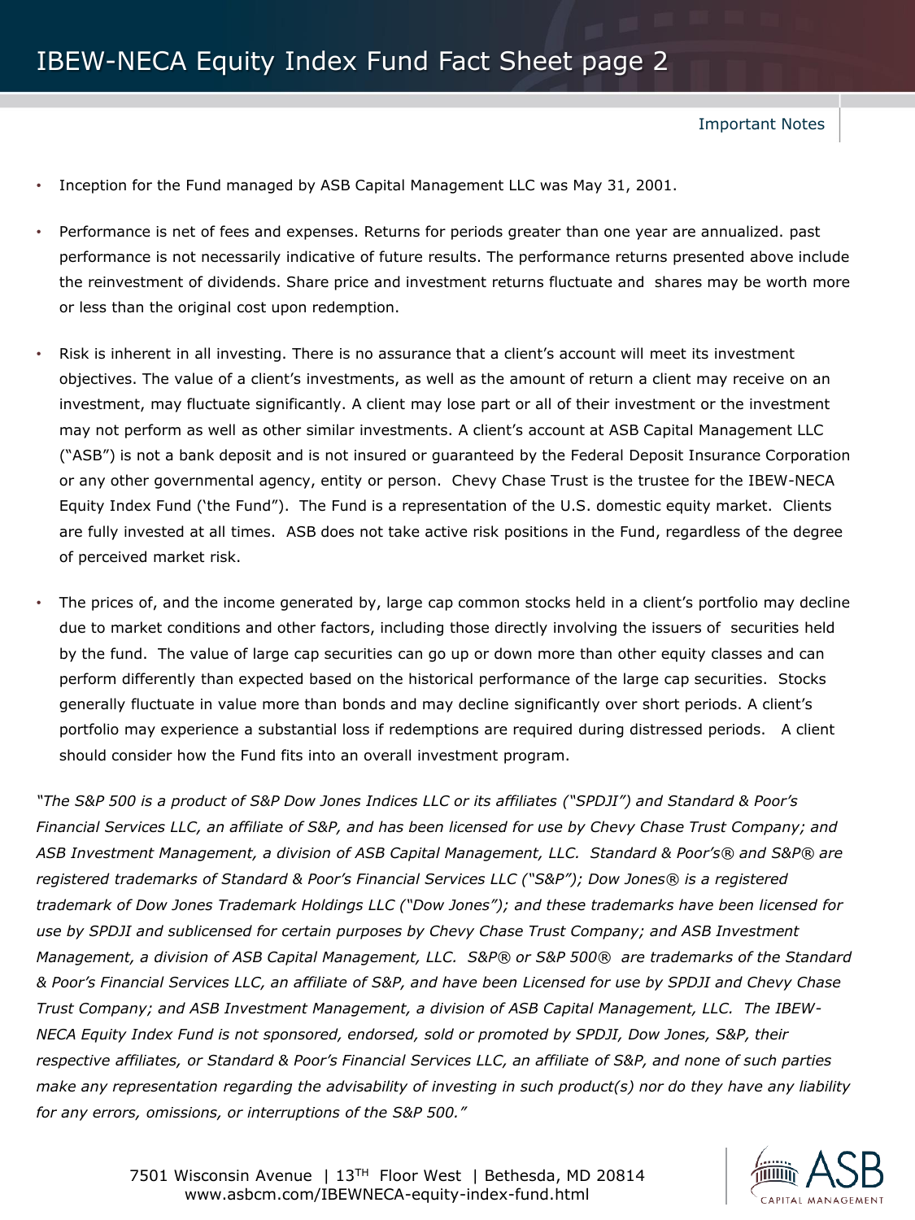# IBEW-NECA Equity Index Fund Fact Sheet page 2

Important Notes

- Inception for the Fund managed by ASB Capital Management LLC was May 31, 2001.
- Performance is net of fees and expenses. Returns for periods greater than one year are annualized. past performance is not necessarily indicative of future results. The performance returns presented above include the reinvestment of dividends. Share price and investment returns fluctuate and shares may be worth more or less than the original cost upon redemption.
- Risk is inherent in all investing. There is no assurance that a client's account will meet its investment objectives. The value of a client's investments, as well as the amount of return a client may receive on an investment, may fluctuate significantly. A client may lose part or all of their investment or the investment may not perform as well as other similar investments. A client's account at ASB Capital Management LLC ("ASB") is not a bank deposit and is not insured or guaranteed by the Federal Deposit Insurance Corporation or any other governmental agency, entity or person. Chevy Chase Trust is the trustee for the IBEW-NECA Equity Index Fund ('the Fund"). The Fund is a representation of the U.S. domestic equity market. Clients are fully invested at all times. ASB does not take active risk positions in the Fund, regardless of the degree of perceived market risk.
- The prices of, and the income generated by, large cap common stocks held in a client's portfolio may decline due to market conditions and other factors, including those directly involving the issuers of securities held by the fund. The value of large cap securities can go up or down more than other equity classes and can perform differently than expected based on the historical performance of the large cap securities. Stocks generally fluctuate in value more than bonds and may decline significantly over short periods. A client's portfolio may experience a substantial loss if redemptions are required during distressed periods. A client should consider how the Fund fits into an overall investment program.

*"The S&P 500 is a product of S&P Dow Jones Indices LLC or its affiliates ("SPDJI") and Standard & Poor's Financial Services LLC, an affiliate of S&P, and has been licensed for use by Chevy Chase Trust Company; and ASB Investment Management, a division of ASB Capital Management, LLC. Standard & Poor's® and S&P® are registered trademarks of Standard & Poor's Financial Services LLC ("S&P"); Dow Jones® is a registered trademark of Dow Jones Trademark Holdings LLC ("Dow Jones"); and these trademarks have been licensed for use by SPDJI and sublicensed for certain purposes by Chevy Chase Trust Company; and ASB Investment Management, a division of ASB Capital Management, LLC. S&P® or S&P 500® are trademarks of the Standard & Poor's Financial Services LLC, an affiliate of S&P, and have been Licensed for use by SPDJI and Chevy Chase Trust Company; and ASB Investment Management, a division of ASB Capital Management, LLC. The IBEW-NECA Equity Index Fund is not sponsored, endorsed, sold or promoted by SPDJI, Dow Jones, S&P, their respective affiliates, or Standard & Poor's Financial Services LLC, an affiliate of S&P, and none of such parties make any representation regarding the advisability of investing in such product(s) nor do they have any liability for any errors, omissions, or interruptions of the S&P 500."*

7501 Wisconsin Avenue | 13TH Floor West | Bethesda, MD 20814
www.asbcm.com/IBEWNECA-equity-index-fund.html

ASB CAPITAL MANAGEMENT